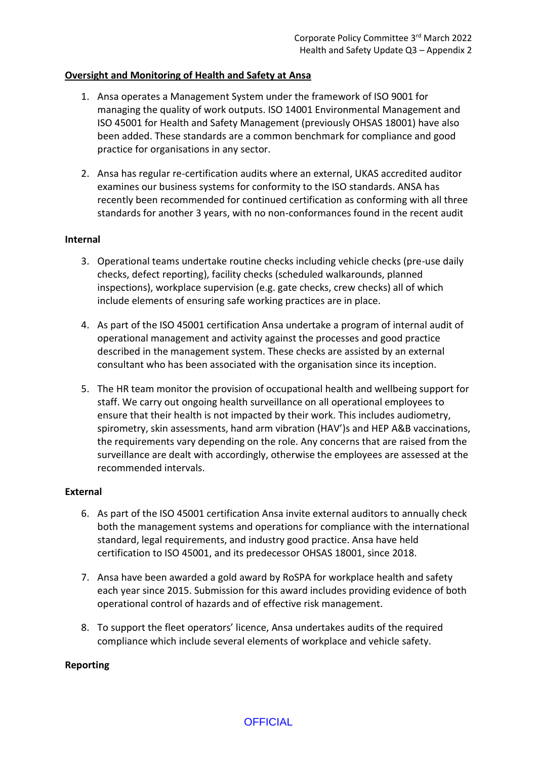**Oversight and Monitoring of Health and Safety at Ansa**

1. Ansa operates a Management System under the framework of ISO 9001 for managing the quality of work outputs. ISO 14001 Environmental Management and ISO 45001 for Health and Safety Management (previously OHSAS 18001) have also been added. These standards are a common benchmark for compliance and good practice for organisations in any sector.

2. Ansa has regular re-certification audits where an external, UKAS accredited auditor examines our business systems for conformity to the ISO standards. ANSA has recently been recommended for continued certification as conforming with all three standards for another 3 years, with no non-conformances found in the recent audit

**Internal**

3. Operational teams undertake routine checks including vehicle checks (pre-use daily checks, defect reporting), facility checks (scheduled walkarounds, planned inspections), workplace supervision (e.g. gate checks, crew checks) all of which include elements of ensuring safe working practices are in place.

4. As part of the ISO 45001 certification Ansa undertake a program of internal audit of operational management and activity against the processes and good practice described in the management system. These checks are assisted by an external consultant who has been associated with the organisation since its inception.

5. The HR team monitor the provision of occupational health and wellbeing support for staff. We carry out ongoing health surveillance on all operational employees to ensure that their health is not impacted by their work. This includes audiometry, spirometry, skin assessments, hand arm vibration (HAV')s and HEP A&B vaccinations, the requirements vary depending on the role. Any concerns that are raised from the surveillance are dealt with accordingly, otherwise the employees are assessed at the recommended intervals.

**External**

6. As part of the ISO 45001 certification Ansa invite external auditors to annually check both the management systems and operations for compliance with the international standard, legal requirements, and industry good practice. Ansa have held certification to ISO 45001, and its predecessor OHSAS 18001, since 2018.

7. Ansa have been awarded a gold award by RoSPA for workplace health and safety each year since 2015. Submission for this award includes providing evidence of both operational control of hazards and of effective risk management.

8. To support the fleet operators' licence, Ansa undertakes audits of the required compliance which include several elements of workplace and vehicle safety.

**Reporting**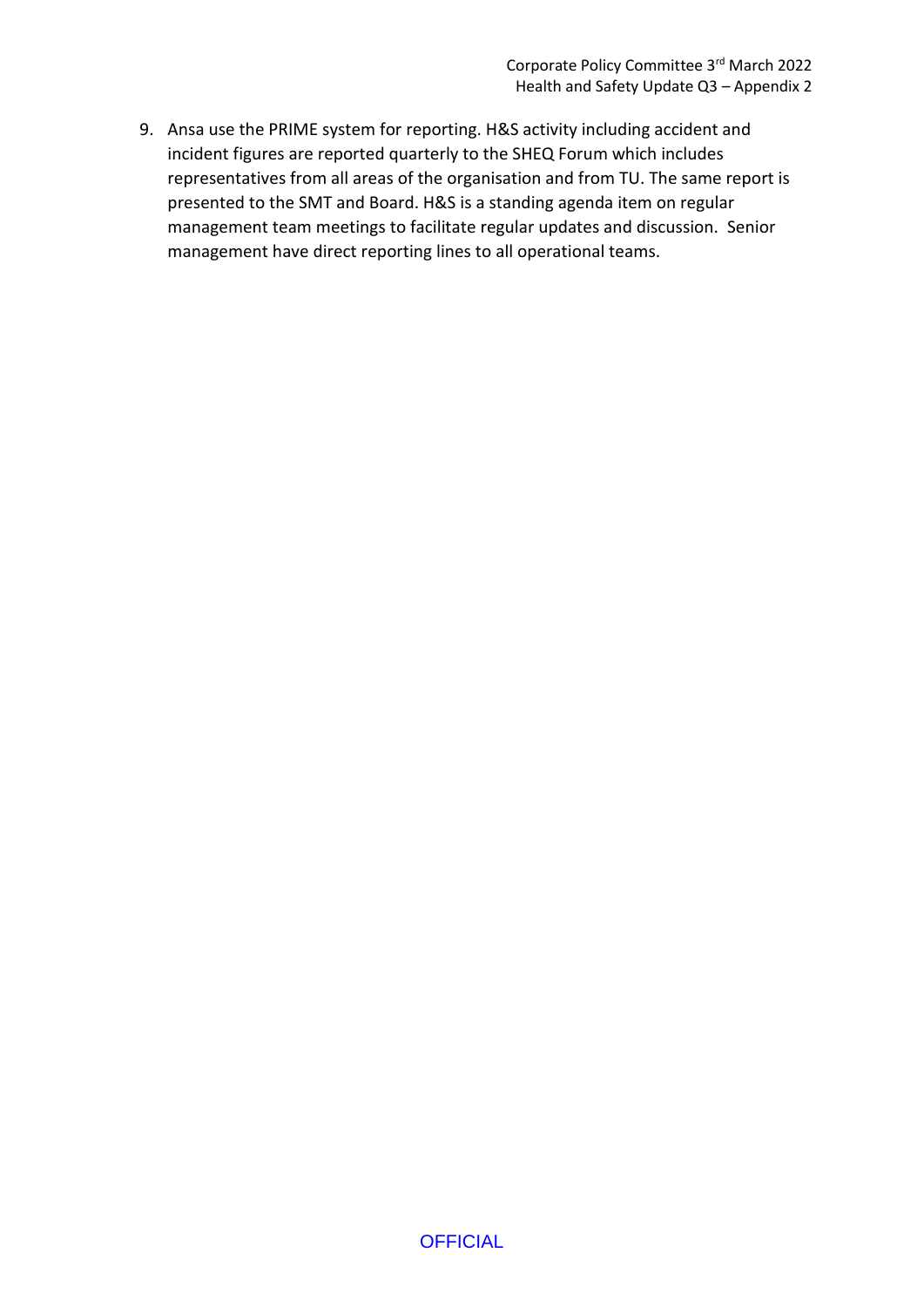9. Ansa use the PRIME system for reporting. H&S activity including accident and incident figures are reported quarterly to the SHEQ Forum which includes representatives from all areas of the organisation and from TU. The same report is presented to the SMT and Board. H&S is a standing agenda item on regular management team meetings to facilitate regular updates and discussion. Senior management have direct reporting lines to all operational teams.